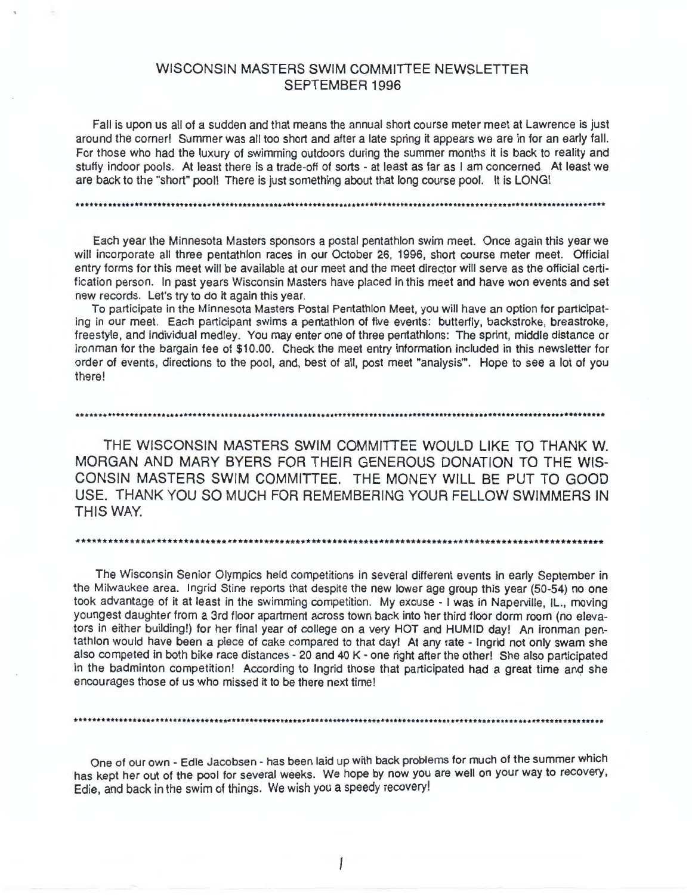# WISCONSIN MASTERS SWIM COMMITTEE NEWSLETTER
## SEPTEMBER 1996

Fall is upon us all of a sudden and that means the annual short course meter meet at Lawrence is just around the corner! Summer was all too short and after a late spring it appears we are in for an early fall. For those who had the luxury of swimming outdoors during the summer months it is back to reality and stuffy indoor pools. At least there is a trade-off of sorts - at least as far as I am concerned. At least we are back to the "short" pool! There is just something about that long course pool. It is LONG!

---

Each year the Minnesota Masters sponsors a postal pentathlon swim meet. Once again this year we will incorporate all three pentathlon races in our October 26, 1996, short course meter meet. Official entry forms for this meet will be available at our meet and the meet director will serve as the official certification person. In past years Wisconsin Masters have placed in this meet and have won events and set new records. Let's try to do it again this year.

To participate in the Minnesota Masters Postal Pentathlon Meet, you will have an option for participating in our meet. Each participant swims a pentathlon of five events: butterfly, backstroke, breastroke, freestyle, and individual medley. You may enter one of three pentathlons: The sprint, middle distance or ironman for the bargain fee of $10.00. Check the meet entry information included in this newsletter for order of events, directions to the pool, and, best of all, post meet "analysis'". Hope to see a lot of you there!

---

THE WISCONSIN MASTERS SWIM COMMITTEE WOULD LIKE TO THANK W. MORGAN AND MARY BYERS FOR THEIR GENEROUS DONATION TO THE WISCONSIN MASTERS SWIM COMMITTEE. THE MONEY WILL BE PUT TO GOOD USE. THANK YOU SO MUCH FOR REMEMBERING YOUR FELLOW SWIMMERS IN THIS WAY.

---

The Wisconsin Senior Olympics held competitions in several different events in early September in the Milwaukee area. Ingrid Stine reports that despite the new lower age group this year (50-54) no one took advantage of it at least in the swimming competition. My excuse - I was in Naperville, IL., moving youngest daughter from a 3rd floor apartment across town back into her third floor dorm room (no elevators in either building!) for her final year of college on a very HOT and HUMID day! An ironman pentathlon would have been a piece of cake compared to that day! At any rate - Ingrid not only swam she also competed in both bike race distances - 20 and 40 K - one right after the other! She also participated in the badminton competition! According to Ingrid those that participated had a great time and she encourages those of us who missed it to be there next time!

---

One of our own - Edie Jacobsen - has been laid up with back problems for much of the summer which has kept her out of the pool for several weeks. We hope by now you are well on your way to recovery, Edie, and back in the swim of things. We wish you a speedy recovery!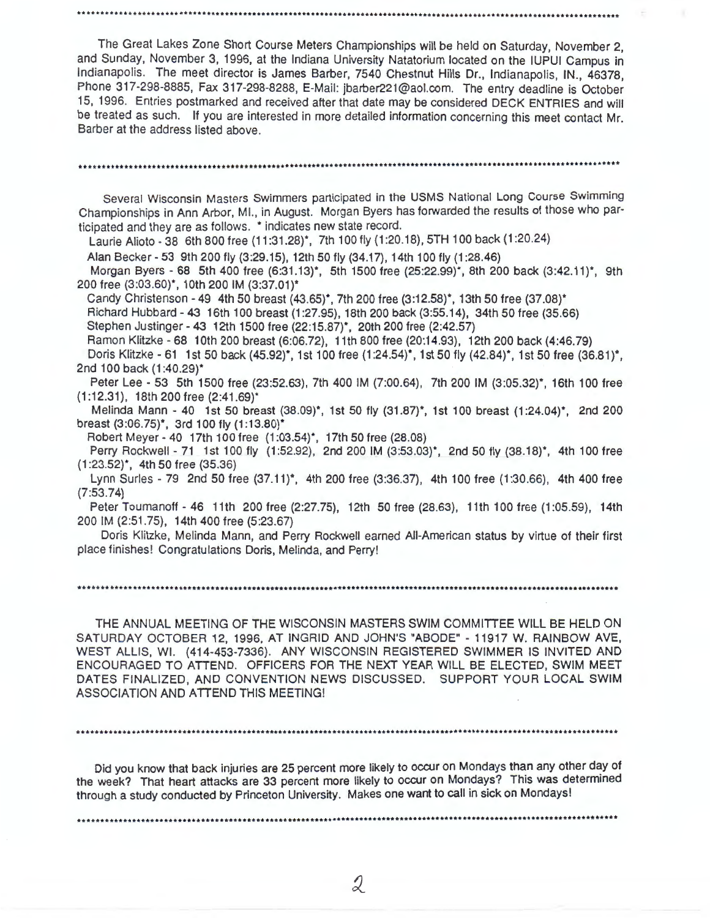The Great Lakes Zone Short Course Meters Championships will be held on Saturday, November 2, and Sunday, November 3, 1996, at the Indiana University Natatorium located on the IUPUI Campus in Indianapolis. The meet director is James Barber, 7540 Chestnut Hills Dr., Indianapolis, IN., 46378, Phone 317-298-8885, Fax 317-298-8288, E-Mail: jbarber221@aol.com. The entry deadline is October 15, 1996. Entries postmarked and received after that date may be considered DECK ENTRIES and will be treated as such. If you are interested in more detailed information concerning this meet contact Mr. Barber at the address listed above.

---

Several Wisconsin Masters Swimmers participated in the USMS National Long Course Swimming Championships in Ann Arbor, MI., in August. Morgan Byers has forwarded the results of those who participated and they are as follows. * indicates new state record.

Laurie Alioto - 38 6th 800 free (11:31.28)*, 7th 100 fly (1:20.18), 5TH 100 back (1:20.24)

Alan Becker - 53 9th 200 fly (3:29.15), 12th 50 fly (34.17), 14th 100 fly (1:28.46)

Morgan Byers - 68 5th 400 free (6:31.13)*, 5th 1500 free (25:22.99)*, 8th 200 back (3:42.11)*, 9th 200 free (3:03.60)*, 10th 200 IM (3:37.01)*

Candy Christenson - 49 4th 50 breast (43.65)*, 7th 200 free (3:12.58)*, 13th 50 free (37.08)*

Richard Hubbard - 43 16th 100 breast (1:27.95), 18th 200 back (3:55.14), 34th 50 free (35.66)

Stephen Justinger - 43 12th 1500 free (22:15.87)*, 20th 200 free (2:42.57)

Ramon Klitzke - 68 10th 200 breast (6:06.72), 11th 800 free (20:14.93), 12th 200 back (4:46.79)

Doris Klitzke - 61 1st 50 back (45.92)*, 1st 100 free (1:24.54)*, 1st 50 fly (42.84)*, 1st 50 free (36.81)*, 2nd 100 back (1:40.29)*

Peter Lee - 53 5th 1500 free (23:52.63), 7th 400 IM (7:00.64), 7th 200 IM (3:05.32)*, 16th 100 free (1:12.31), 18th 200 free (2:41.69)*

Melinda Mann - 40 1st 50 breast (38.09)*, 1st 50 fly (31.87)*, 1st 100 breast (1:24.04)*, 2nd 200 breast (3:06.75)*, 3rd 100 fly (1:13.80)*

Robert Meyer - 40 17th 100 free (1:03.54)*, 17th 50 free (28.08)

Perry Rockwell - 71 1st 100 fly (1:52.92), 2nd 200 IM (3:53.03)*, 2nd 50 fly (38.18)*, 4th 100 free (1:23.52)*, 4th 50 free (35.36)

Lynn Surles - 79 2nd 50 free (37.11)*, 4th 200 free (3:36.37), 4th 100 free (1:30.66), 4th 400 free (7:53.74)

Peter Toumanoff - 46 11th 200 free (2:27.75), 12th 50 free (28.63), 11th 100 free (1:05.59), 14th 200 IM (2:51.75), 14th 400 free (5:23.67)

Doris Klitzke, Melinda Mann, and Perry Rockwell earned All-American status by virtue of their first place finishes! Congratulations Doris, Melinda, and Perry!

---

THE ANNUAL MEETING OF THE WISCONSIN MASTERS SWIM COMMITTEE WILL BE HELD ON SATURDAY OCTOBER 12, 1996, AT INGRID AND JOHN'S "ABODE" - 11917 W. RAINBOW AVE, WEST ALLIS, WI. (414-453-7336). ANY WISCONSIN REGISTERED SWIMMER IS INVITED AND ENCOURAGED TO ATTEND. OFFICERS FOR THE NEXT YEAR WILL BE ELECTED, SWIM MEET DATES FINALIZED, AND CONVENTION NEWS DISCUSSED. SUPPORT YOUR LOCAL SWIM ASSOCIATION AND ATTEND THIS MEETING!

---

Did you know that back injuries are 25 percent more likely to occur on Mondays than any other day of the week? That heart attacks are 33 percent more likely to occur on Mondays? This was determined through a study conducted by Princeton University. Makes one want to call in sick on Mondays!

---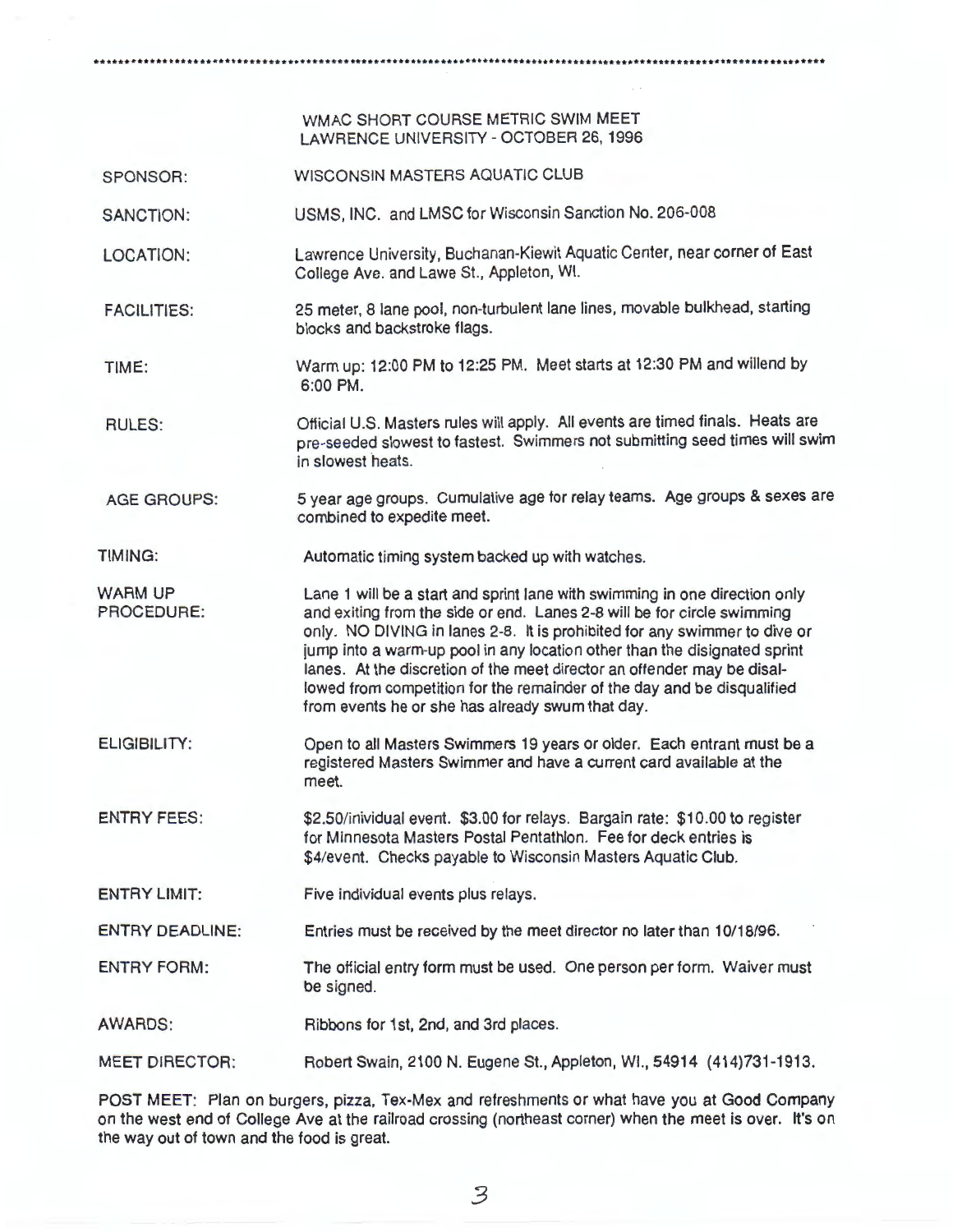# WMAC SHORT COURSE METRIC SWIM MEET
## LAWRENCE UNIVERSITY - OCTOBER 26, 1996

| | |
|---|---|
| SPONSOR: | WISCONSIN MASTERS AQUATIC CLUB |
| SANCTION: | USMS, INC. and LMSC for Wisconsin Sanction No. 206-008 |
| LOCATION: | Lawrence University, Buchanan-Kiewit Aquatic Center, near corner of East College Ave. and Lawe St., Appleton, WI. |
| FACILITIES: | 25 meter, 8 lane pool, non-turbulent lane lines, movable bulkhead, starting blocks and backstroke flags. |
| TIME: | Warm up: 12:00 PM to 12:25 PM. Meet starts at 12:30 PM and willend by 6:00 PM. |
| RULES: | Official U.S. Masters rules will apply. All events are timed finals. Heats are pre-seeded slowest to fastest. Swimmers not submitting seed times will swim in slowest heats. |
| AGE GROUPS: | 5 year age groups. Cumulative age for relay teams. Age groups & sexes are combined to expedite meet. |
| TIMING: | Automatic timing system backed up with watches. |
| WARM UP PROCEDURE: | Lane 1 will be a start and sprint lane with swimming in one direction only and exiting from the side or end. Lanes 2-8 will be for circle swimming only. NO DIVING in lanes 2-8. It is prohibited for any swimmer to dive or jump into a warm-up pool in any location other than the disignated sprint lanes. At the discretion of the meet director an offender may be disallowed from competition for the remainder of the day and be disqualified from events he or she has already swum that day. |
| ELIGIBILITY: | Open to all Masters Swimmers 19 years or older. Each entrant must be a registered Masters Swimmer and have a current card available at the meet. |
| ENTRY FEES: | $2.50/inividual event. $3.00 for relays. Bargain rate: $10.00 to register for Minnesota Masters Postal Pentathlon. Fee for deck entries is $4/event. Checks payable to Wisconsin Masters Aquatic Club. |
| ENTRY LIMIT: | Five individual events plus relays. |
| ENTRY DEADLINE: | Entries must be received by the meet director no later than 10/18/96. |
| ENTRY FORM: | The official entry form must be used. One person per form. Waiver must be signed. |
| AWARDS: | Ribbons for 1st, 2nd, and 3rd places. |
| MEET DIRECTOR: | Robert Swain, 2100 N. Eugene St., Appleton, WI., 54914 (414)731-1913. |

POST MEET: Plan on burgers, pizza, Tex-Mex and refreshments or what have you at Good Company on the west end of College Ave at the railroad crossing (northeast corner) when the meet is over. It's on the way out of town and the food is great.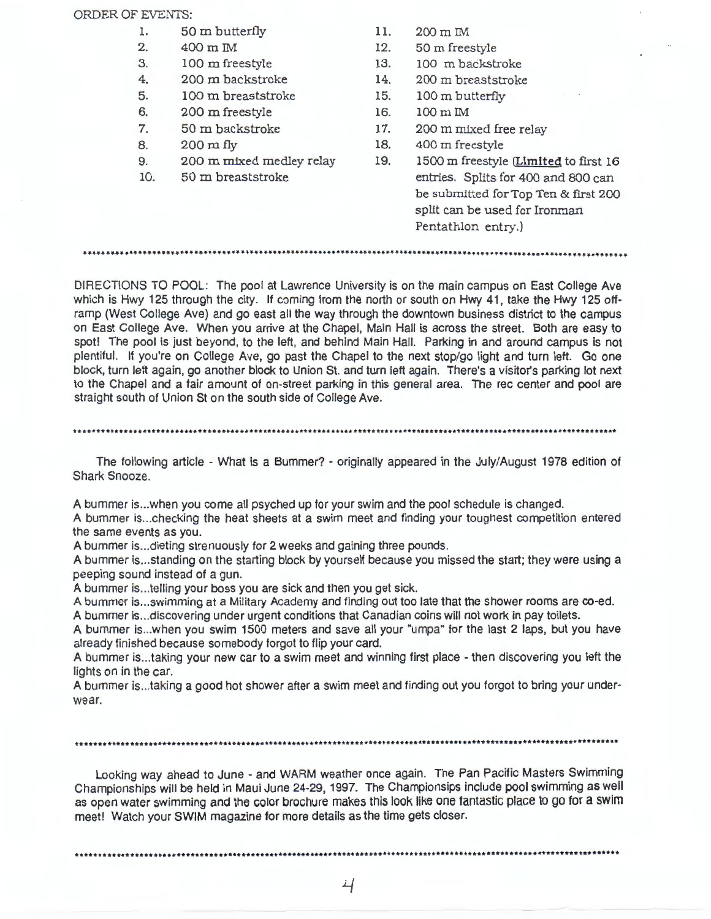ORDER OF EVENTS:

1. 50 m butterfly
2. 400 m IM
3. 100 m freestyle
4. 200 m backstroke
5. 100 m breaststroke
6. 200 m freestyle
7. 50 m backstroke
8. 200 m fly
9. 200 m mixed medley relay
10. 50 m breaststroke
11. 200 m IM
12. 50 m freestyle
13. 100 m backstroke
14. 200 m breaststroke
15. 100 m butterfly
16. 100 m IM
17. 200 m mixed free relay
18. 400 m freestyle
19. 1500 m freestyle (**Limited** to first 16 entries. Splits for 400 and 800 can be submitted for Top Ten & first 200 split can be used for Ironman Pentathlon entry.)

---

DIRECTIONS TO POOL: The pool at Lawrence University is on the main campus on East College Ave which is Hwy 125 through the city. If coming from the north or south on Hwy 41, take the Hwy 125 off-ramp (West College Ave) and go east all the way through the downtown business district to the campus on East College Ave. When you arrive at the Chapel, Main Hall is across the street. Both are easy to spot! The pool is just beyond, to the left, and behind Main Hall. Parking in and around campus is not plentiful. If you're on College Ave, go past the Chapel to the next stop/go light and turn left. Go one block, turn left again, go another block to Union St. and turn left again. There's a visitor's parking lot next to the Chapel and a fair amount of on-street parking in this general area. The rec center and pool are straight south of Union St on the south side of College Ave.

---

The following article - What is a Bummer? - originally appeared in the July/August 1978 edition of Shark Snooze.

A bummer is...when you come all psyched up for your swim and the pool schedule is changed.
A bummer is...checking the heat sheets at a swim meet and finding your toughest competition entered the same events as you.
A bummer is...dieting strenuously for 2 weeks and gaining three pounds.
A bummer is...standing on the starting block by yourself because you missed the start; they were using a peeping sound instead of a gun.
A bummer is...telling your boss you are sick and then you get sick.
A bummer is...swimming at a Military Academy and finding out too late that the shower rooms are co-ed.
A bummer is...discovering under urgent conditions that Canadian coins will not work in pay toilets.
A bummer is...when you swim 1500 meters and save all your "umpa" for the last 2 laps, but you have already finished because somebody forgot to flip your card.
A bummer is...taking your new car to a swim meet and winning first place - then discovering you left the lights on in the car.
A bummer is...taking a good hot shower after a swim meet and finding out you forgot to bring your underwear.

---

Looking way ahead to June - and WARM weather once again. The Pan Pacific Masters Swimming Championships will be held in Maui June 24-29, 1997. The Championsips include pool swimming as well as open water swimming and the color brochure makes this look like one fantastic place to go for a swim meet! Watch your SWIM magazine for more details as the time gets closer.

---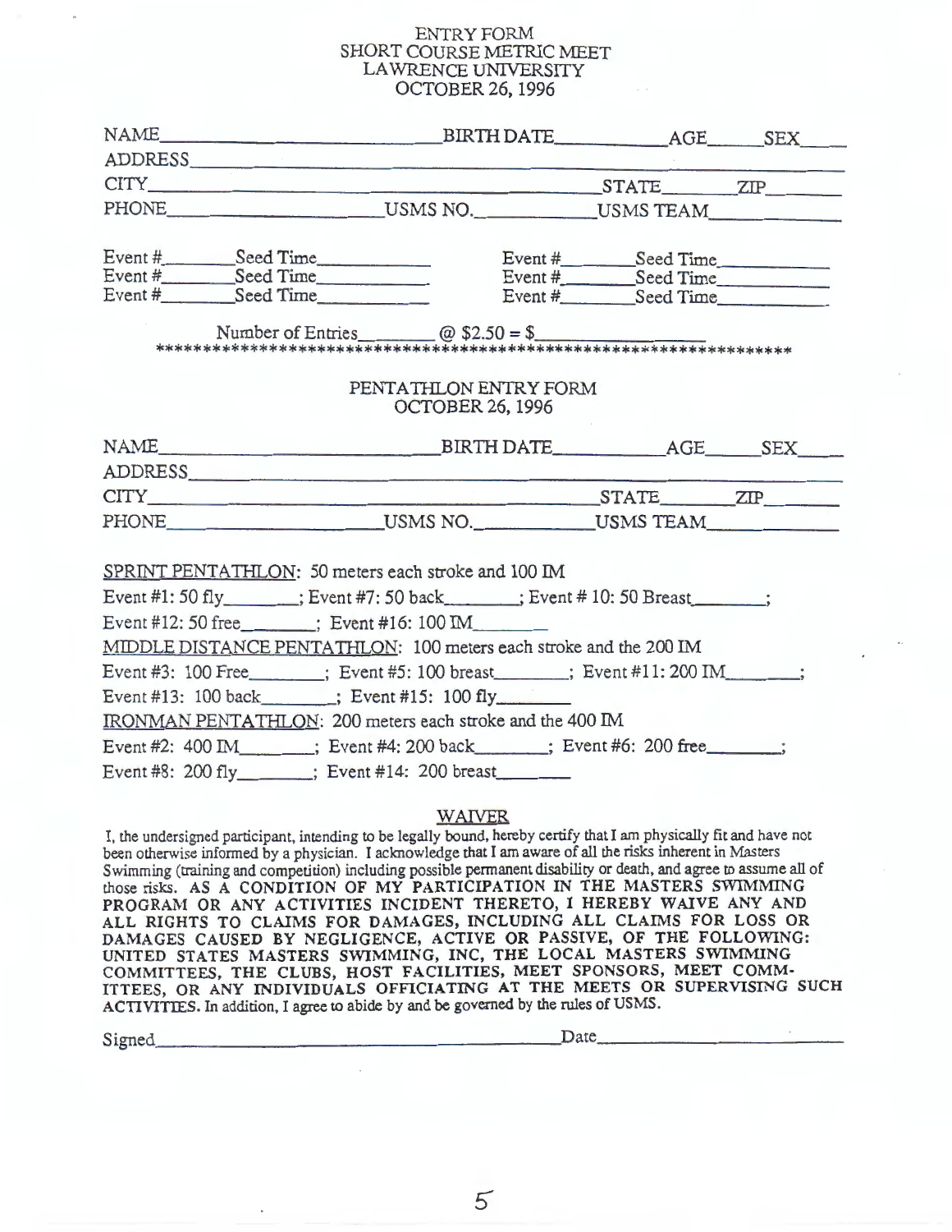# ENTRY FORM
## SHORT COURSE METRIC MEET
## LAWRENCE UNIVERSITY
## OCTOBER 26, 1996

NAME______________________ BIRTH DATE__________ AGE_____ SEX____

ADDRESS____________________________________________

CITY______________________________ STATE________ ZIP________

PHONE__________________ USMS NO.__________ USMS TEAM__________

Event #________ Seed Time__________ Event #________ Seed Time__________

Event #________ Seed Time__________ Event #________ Seed Time__________

Event #________ Seed Time__________ Event #________ Seed Time__________

Number of Entries________ @ $2.50 = $________________

******************************************************************

## PENTATHLON ENTRY FORM
## OCTOBER 26, 1996

NAME______________________ BIRTH DATE__________ AGE_____ SEX____

ADDRESS____________________________________________

CITY______________________________ STATE________ ZIP________

PHONE__________________ USMS NO.__________ USMS TEAM__________

SPRINT PENTATHLON: 50 meters each stroke and 100 IM

Event #1: 50 fly________; Event #7: 50 back________; Event # 10: 50 Breast________;

Event #12: 50 free________; Event #16: 100 IM________

MIDDLE DISTANCE PENTATHLON: 100 meters each stroke and the 200 IM

Event #3: 100 Free________; Event #5: 100 breast________; Event #11: 200 IM________;

Event #13: 100 back________; Event #15: 100 fly________

IRONMAN PENTATHLON: 200 meters each stroke and the 400 IM

Event #2: 400 IM________; Event #4: 200 back________; Event #6: 200 free________;

Event #8: 200 fly________; Event #14: 200 breast________

### WAIVER

I, the undersigned participant, intending to be legally bound, hereby certify that I am physically fit and have not been otherwise informed by a physician. I acknowledge that I am aware of all the risks inherent in Masters Swimming (training and competition) including possible permanent disability or death, and agree to assume all of those risks. AS A CONDITION OF MY PARTICIPATION IN THE MASTERS SWIMMING PROGRAM OR ANY ACTIVITIES INCIDENT THERETO, I HEREBY WAIVE ANY AND ALL RIGHTS TO CLAIMS FOR DAMAGES, INCLUDING ALL CLAIMS FOR LOSS OR DAMAGES CAUSED BY NEGLIGENCE, ACTIVE OR PASSIVE, OF THE FOLLOWING: UNITED STATES MASTERS SWIMMING, INC, THE LOCAL MASTERS SWIMMING COMMITTEES, THE CLUBS, HOST FACILITIES, MEET SPONSORS, MEET COMMITTEES, OR ANY INDIVIDUALS OFFICIATING AT THE MEETS OR SUPERVISING SUCH ACTIVITIES. In addition, I agree to abide by and be governed by the rules of USMS.

Signed______________________________________ Date__________________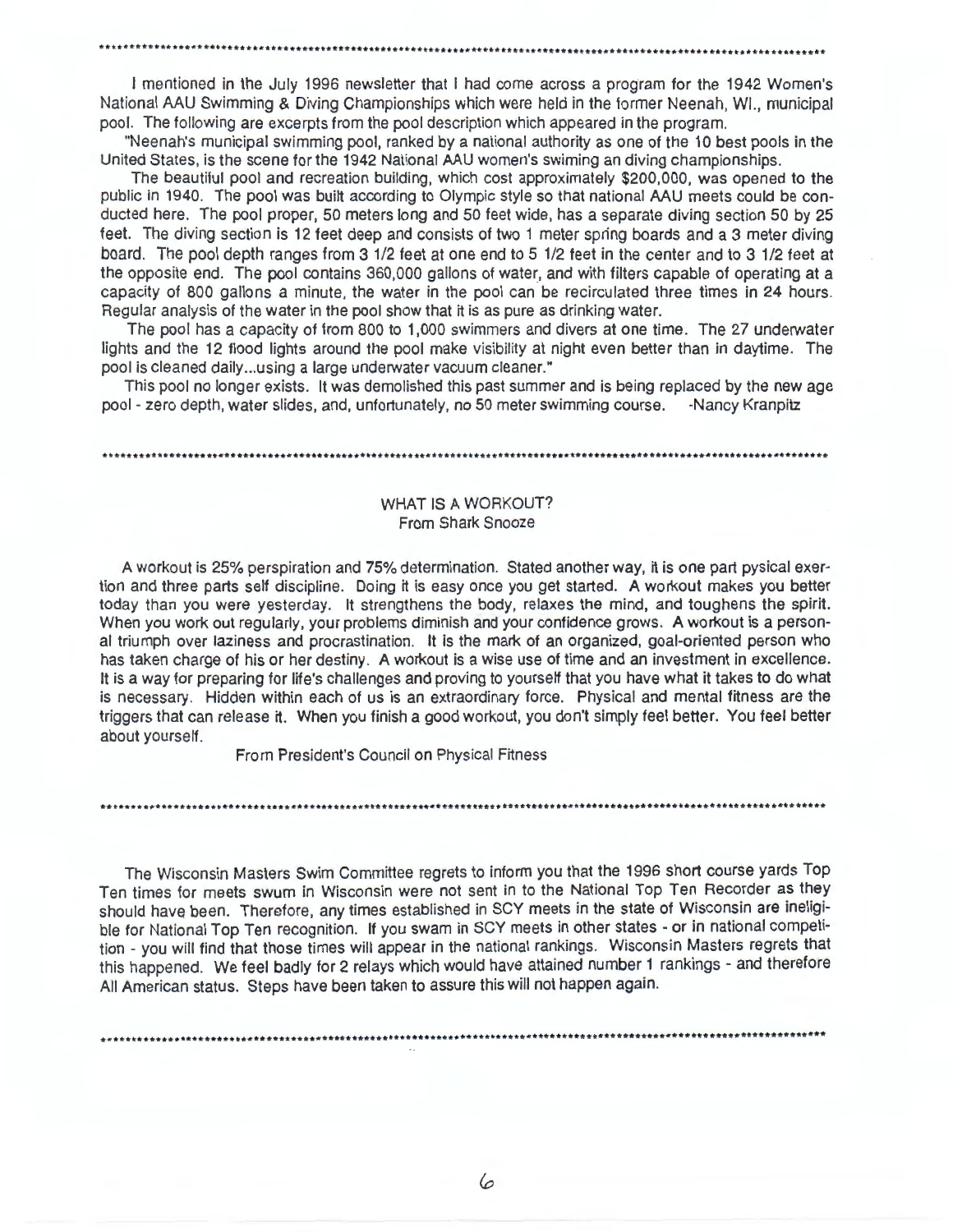I mentioned in the July 1996 newsletter that I had come across a program for the 1942 Women's National AAU Swimming & Diving Championships which were held in the former Neenah, WI., municipal pool. The following are excerpts from the pool description which appeared in the program.

"Neenah's municipal swimming pool, ranked by a national authority as one of the 10 best pools in the United States, is the scene for the 1942 National AAU women's swiming an diving championships.

The beautiful pool and recreation building, which cost approximately $200,000, was opened to the public in 1940. The pool was built according to Olympic style so that national AAU meets could be conducted here. The pool proper, 50 meters long and 50 feet wide, has a separate diving section 50 by 25 feet. The diving section is 12 feet deep and consists of two 1 meter spring boards and a 3 meter diving board. The pool depth ranges from 3 1/2 feet at one end to 5 1/2 feet in the center and to 3 1/2 feet at the opposite end. The pool contains 360,000 gallons of water, and with filters capable of operating at a capacity of 800 gallons a minute, the water in the pool can be recirculated three times in 24 hours. Regular analysis of the water in the pool show that it is as pure as drinking water.

The pool has a capacity of from 800 to 1,000 swimmers and divers at one time. The 27 underwater lights and the 12 flood lights around the pool make visibility at night even better than in daytime. The pool is cleaned daily...using a large underwater vacuum cleaner."

This pool no longer exists. It was demolished this past summer and is being replaced by the new age pool - zero depth, water slides, and, unfortunately, no 50 meter swimming course. -Nancy Kranpitz

---

## WHAT IS A WORKOUT?
From Shark Snooze

A workout is 25% perspiration and 75% determination. Stated another way, it is one part pysical exertion and three parts self discipline. Doing it is easy once you get started. A workout makes you better today than you were yesterday. It strengthens the body, relaxes the mind, and toughens the spirit. When you work out regularly, your problems diminish and your confidence grows. A workout is a personal triumph over laziness and procrastination. It is the mark of an organized, goal-oriented person who has taken charge of his or her destiny. A workout is a wise use of time and an investment in excellence. It is a way for preparing for life's challenges and proving to yourself that you have what it takes to do what is necessary. Hidden within each of us is an extraordinary force. Physical and mental fitness are the triggers that can release it. When you finish a good workout, you don't simply feel better. You feel better about yourself.

From President's Council on Physical Fitness

---

The Wisconsin Masters Swim Committee regrets to inform you that the 1996 short course yards Top Ten times for meets swum in Wisconsin were not sent in to the National Top Ten Recorder as they should have been. Therefore, any times established in SCY meets in the state of Wisconsin are ineligible for National Top Ten recognition. If you swam in SCY meets in other states - or in national competition - you will find that those times will appear in the national rankings. Wisconsin Masters regrets that this happened. We feel badly for 2 relays which would have attained number 1 rankings - and therefore All American status. Steps have been taken to assure this will not happen again.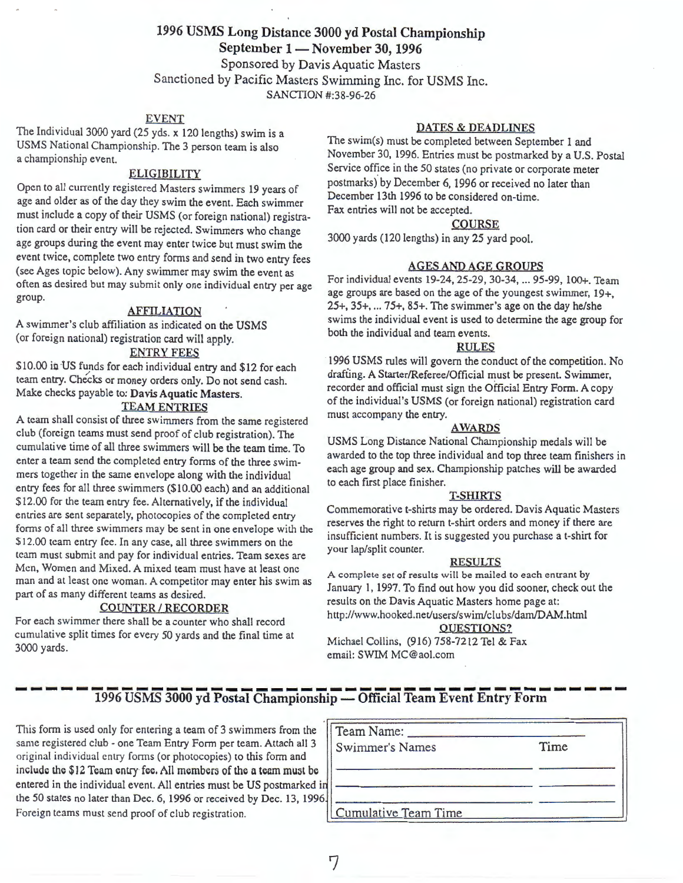# 1996 USMS Long Distance 3000 yd Postal Championship

**September 1 — November 30, 1996**

Sponsored by Davis Aquatic Masters

Sanctioned by Pacific Masters Swimming Inc. for USMS Inc.

SANCTION #:38-96-26

## EVENT

The Individual 3000 yard (25 yds. x 120 lengths) swim is a USMS National Championship. The 3 person team is also a championship event.

## ELIGIBILITY

Open to all currently registered Masters swimmers 19 years of age and older as of the day they swim the event. Each swimmer must include a copy of their USMS (or foreign national) registration card or their entry will be rejected. Swimmers who change age groups during the event may enter twice but must swim the event twice, complete two entry forms and send in two entry fees (see Ages topic below). Any swimmer may swim the event as often as desired but may submit only one individual entry per age group.

## AFFILIATION

A swimmer's club affiliation as indicated on the USMS (or foreign national) registration card will apply.

## ENTRY FEES

$10.00 in US funds for each individual entry and $12 for each team entry. Checks or money orders only. Do not send cash. Make checks payable to: **Davis Aquatic Masters.**

## TEAM ENTRIES

A team shall consist of three swimmers from the same registered club (foreign teams must send proof of club registration). The cumulative time of all three swimmers will be the team time. To enter a team send the completed entry forms of the three swimmers together in the same envelope along with the individual entry fees for all three swimmers ($10.00 each) and an additional $12.00 for the team entry fee. Alternatively, if the individual entries are sent separately, photocopies of the completed entry forms of all three swimmers may be sent in one envelope with the $12.00 team entry fee. In any case, all three swimmers on the team must submit and pay for individual entries. Team sexes are Men, Women and Mixed. A mixed team must have at least one man and at least one woman. A competitor may enter his swim as part of as many different teams as desired.

## COUNTER / RECORDER

For each swimmer there shall be a counter who shall record cumulative split times for every 50 yards and the final time at 3000 yards.

## DATES & DEADLINES

The swim(s) must be completed between September 1 and November 30, 1996. Entries must be postmarked by a U.S. Postal Service office in the 50 states (no private or corporate meter postmarks) by December 6, 1996 or received no later than December 13th 1996 to be considered on-time.
Fax entries will not be accepted.

## COURSE

3000 yards (120 lengths) in any 25 yard pool.

## AGES AND AGE GROUPS

For individual events 19-24, 25-29, 30-34, ... 95-99, 100+. Team age groups are based on the age of the youngest swimmer, 19+, 25+, 35+, ... 75+, 85+. The swimmer's age on the day he/she swims the individual event is used to determine the age group for both the individual and team events.

## RULES

1996 USMS rules will govern the conduct of the competition. No drafting. A Starter/Referee/Official must be present. Swimmer, recorder and official must sign the Official Entry Form. A copy of the individual's USMS (or foreign national) registration card must accompany the entry.

## AWARDS

USMS Long Distance National Championship medals will be awarded to the top three individual and top three team finishers in each age group and sex. Championship patches will be awarded to each first place finisher.

## T-SHIRTS

Commemorative t-shirts may be ordered. Davis Aquatic Masters reserves the right to return t-shirt orders and money if there are insufficient numbers. It is suggested you purchase a t-shirt for your lap/split counter.

## RESULTS

A complete set of results will be mailed to each entrant by January 1, 1997. To find out how you did sooner, check out the results on the Davis Aquatic Masters home page at: http://www.hooked.net/users/swim/clubs/dam/DAM.html

## QUESTIONS?

Michael Collins, (916) 758-7212 Tel & Fax
email: SWIM MC@aol.com

---

# 1996 USMS 3000 yd Postal Championship — Official Team Event Entry Form

This form is used only for entering a team of 3 swimmers from the same registered club - one Team Entry Form per team. Attach all 3 original individual entry forms (or photocopies) to this form and include the $12 Team entry fee. All members of the a team must be entered in the individual event. All entries must be US postmarked in the 50 states no later than Dec. 6, 1996 or received by Dec. 13, 1996. Foreign teams must send proof of club registration.

Team Name: ____________________

| Swimmer's Names | Time |
|---|---|
| ____________________ | ________ |
| ____________________ | ________ |
| ____________________ | ________ |
| Cumulative Team Time | |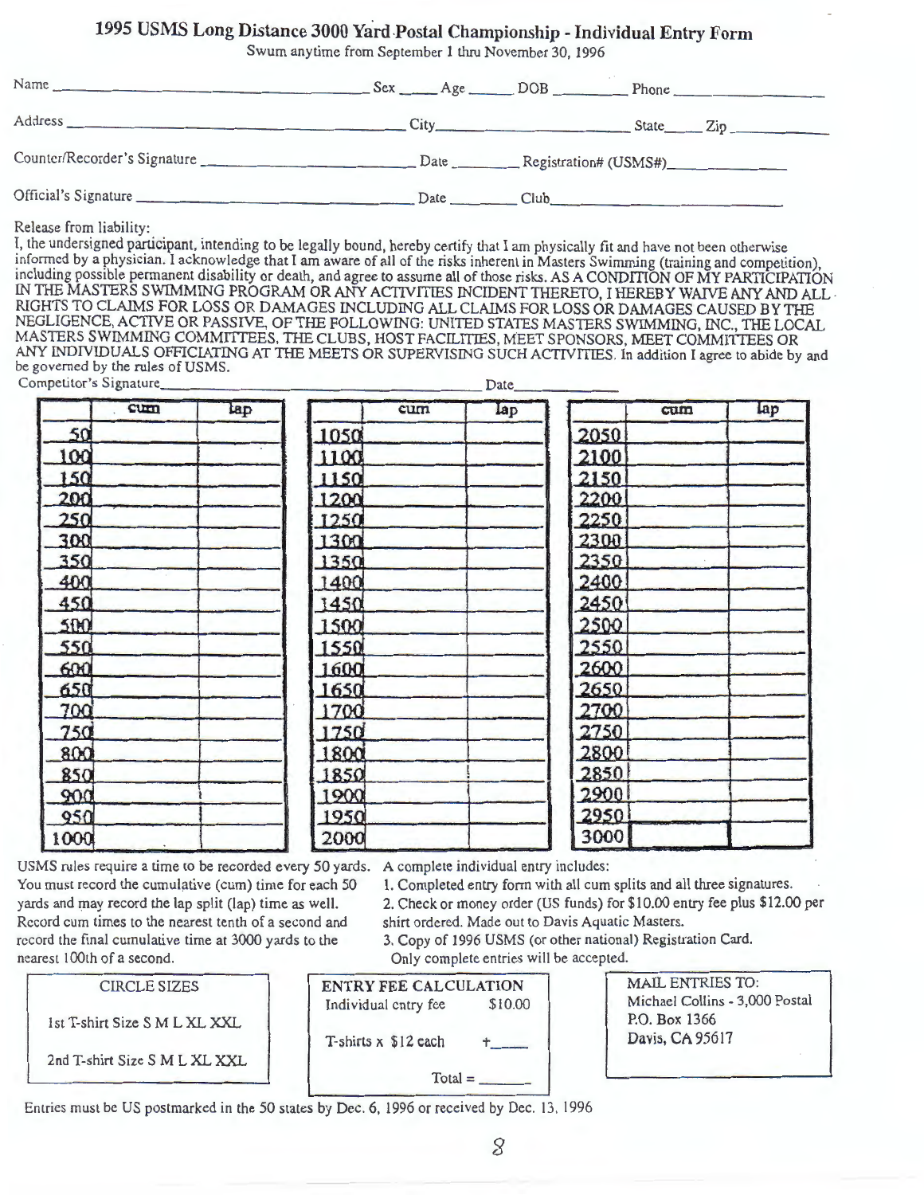# 1995 USMS Long Distance 3000 Yard Postal Championship - Individual Entry Form

Swum anytime from September 1 thru November 30, 1996

Name ______________________ Sex _____ Age _____ DOB ________ Phone ______________

Address ______________________ City ______________________ State _____ Zip __________

Counter/Recorder's Signature ______________________ Date ________ Registration# (USMS#) ______________

Official's Signature ______________________ Date ________ Club ______________________

Release from liability:

I, the undersigned participant, intending to be legally bound, hereby certify that I am physically fit and have not been otherwise informed by a physician. I acknowledge that I am aware of all of the risks inherent in Masters Swimming (training and competition), including possible permanent disability or death, and agree to assume all of those risks. AS A CONDITION OF MY PARTICIPATION IN THE MASTERS SWIMMING PROGRAM OR ANY ACTIVITIES INCIDENT THERETO, I HEREBY WAIVE ANY AND ALL RIGHTS TO CLAIMS FOR LOSS OR DAMAGES INCLUDING ALL CLAIMS FOR LOSS OR DAMAGES CAUSED BY THE NEGLIGENCE, ACTIVE OR PASSIVE, OF THE FOLLOWING: UNITED STATES MASTERS SWIMMING, INC., THE LOCAL MASTERS SWIMMING COMMITTEES, THE CLUBS, HOST FACILITIES, MEET SPONSORS, MEET COMMITTEES OR ANY INDIVIDUALS OFFICIATING AT THE MEETS OR SUPERVISING SUCH ACTIVITIES. In addition I agree to abide by and be governed by the rules of USMS.

Competitor's Signature ______________________ Date __________

| | cum | lap | | cum | lap | | cum | lap |
|---|---|---|---|---|---|---|---|---|
| 50 | | | 1050 | | | 2050 | | |
| 100 | | | 1100 | | | 2100 | | |
| 150 | | | 1150 | | | 2150 | | |
| 200 | | | 1200 | | | 2200 | | |
| 250 | | | 1250 | | | 2250 | | |
| 300 | | | 1300 | | | 2300 | | |
| 350 | | | 1350 | | | 2350 | | |
| 400 | | | 1400 | | | 2400 | | |
| 450 | | | 1450 | | | 2450 | | |
| 500 | | | 1500 | | | 2500 | | |
| 550 | | | 1550 | | | 2550 | | |
| 600 | | | 1600 | | | 2600 | | |
| 650 | | | 1650 | | | 2650 | | |
| 700 | | | 1700 | | | 2700 | | |
| 750 | | | 1750 | | | 2750 | | |
| 800 | | | 1800 | | | 2800 | | |
| 850 | | | 1850 | | | 2850 | | |
| 900 | | | 1900 | | | 2900 | | |
| 950 | | | 1950 | | | 2950 | | |
| 1000 | | | 2000 | | | 3000 | | |

USMS rules require a time to be recorded every 50 yards. You must record the cumulative (cum) time for each 50 yards and may record the lap split (lap) time as well. Record cum times to the nearest tenth of a second and record the final cumulative time at 3000 yards to the nearest 100th of a second.

A complete individual entry includes:

1. Completed entry form with all cum splits and all three signatures.
2. Check or money order (US funds) for $10.00 entry fee plus $12.00 per shirt ordered. Made out to Davis Aquatic Masters.
3. Copy of 1996 USMS (or other national) Registration Card.

Only complete entries will be accepted.

**CIRCLE SIZES**

1st T-shirt Size S M L XL XXL

2nd T-shirt Size S M L XL XXL

**ENTRY FEE CALCULATION**

Individual entry fee $10.00

T-shirts x $12 each +_____

Total = _______

**MAIL ENTRIES TO:**

Michael Collins - 3,000 Postal
P.O. Box 1366
Davis, CA 95617

Entries must be US postmarked in the 50 states by Dec. 6, 1996 or received by Dec. 13, 1996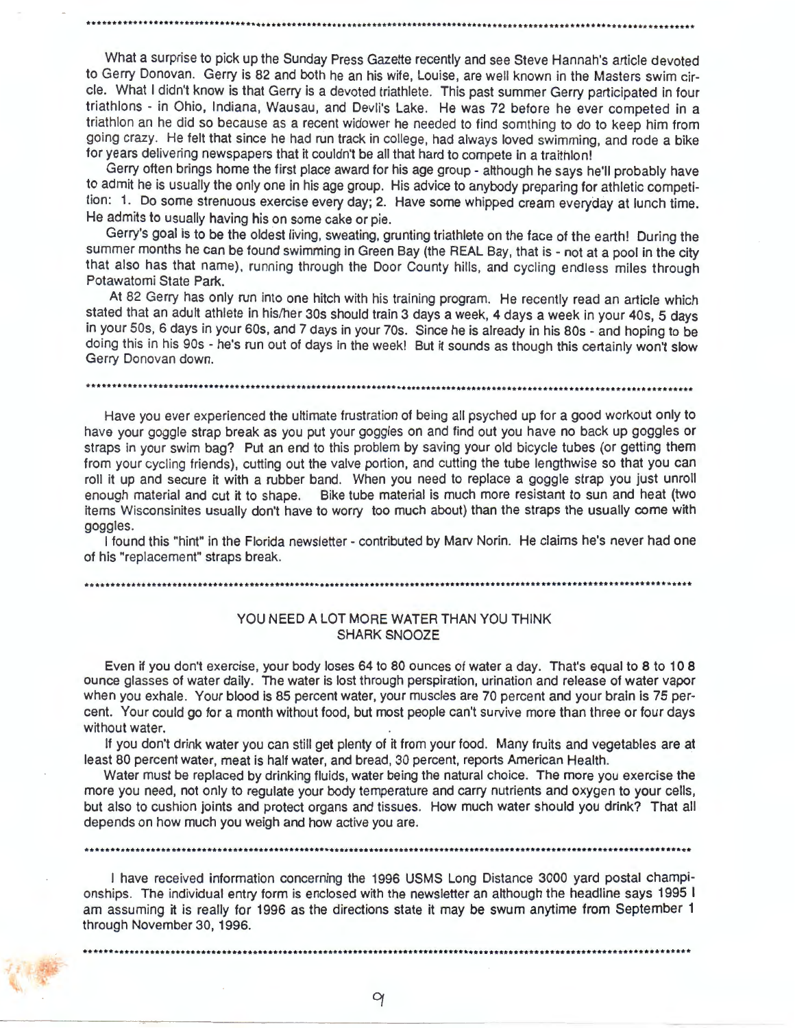What a surprise to pick up the Sunday Press Gazette recently and see Steve Hannah's article devoted to Gerry Donovan. Gerry is 82 and both he an his wife, Louise, are well known in the Masters swim circle. What I didn't know is that Gerry is a devoted triathlete. This past summer Gerry participated in four triathlons - in Ohio, Indiana, Wausau, and Devli's Lake. He was 72 before he ever competed in a triathlon an he did so because as a recent widower he needed to find somthing to do to keep him from going crazy. He felt that since he had run track in college, had always loved swimming, and rode a bike for years delivering newspapers that it couldn't be all that hard to compete in a traithlon!

Gerry often brings home the first place award for his age group - although he says he'll probably have to admit he is usually the only one in his age group. His advice to anybody preparing for athletic competition: 1. Do some strenuous exercise every day; 2. Have some whipped cream everyday at lunch time. He admits to usually having his on some cake or pie.

Gerry's goal is to be the oldest living, sweating, grunting triathlete on the face of the earth! During the summer months he can be found swimming in Green Bay (the REAL Bay, that is - not at a pool in the city that also has that name), running through the Door County hills, and cycling endless miles through Potawatomi State Park.

At 82 Gerry has only run into one hitch with his training program. He recently read an article which stated that an adult athlete in his/her 30s should train 3 days a week, 4 days a week in your 40s, 5 days in your 50s, 6 days in your 60s, and 7 days in your 70s. Since he is already in his 80s - and hoping to be doing this in his 90s - he's run out of days in the week! But it sounds as though this certainly won't slow Gerry Donovan down.

---

Have you ever experienced the ultimate frustration of being all psyched up for a good workout only to have your goggle strap break as you put your goggles on and find out you have no back up goggles or straps in your swim bag? Put an end to this problem by saving your old bicycle tubes (or getting them from your cycling friends), cutting out the valve portion, and cutting the tube lengthwise so that you can roll it up and secure it with a rubber band. When you need to replace a goggle strap you just unroll enough material and cut it to shape. Bike tube material is much more resistant to sun and heat (two items Wisconsinites usually don't have to worry too much about) than the straps the usually come with goggles.

I found this "hint" in the Florida newsletter - contributed by Marv Norin. He claims he's never had one of his "replacement" straps break.

---

## YOU NEED A LOT MORE WATER THAN YOU THINK
### SHARK SNOOZE

Even if you don't exercise, your body loses 64 to 80 ounces of water a day. That's equal to 8 to 10 8 ounce glasses of water daily. The water is lost through perspiration, urination and release of water vapor when you exhale. Your blood is 85 percent water, your muscles are 70 percent and your brain is 75 percent. Your could go for a month without food, but most people can't survive more than three or four days without water.

If you don't drink water you can still get plenty of it from your food. Many fruits and vegetables are at least 80 percent water, meat is half water, and bread, 30 percent, reports American Health.

Water must be replaced by drinking fluids, water being the natural choice. The more you exercise the more you need, not only to regulate your body temperature and carry nutrients and oxygen to your cells, but also to cushion joints and protect organs and tissues. How much water should you drink? That all depends on how much you weigh and how active you are.

---

I have received information concerning the 1996 USMS Long Distance 3000 yard postal championships. The individual entry form is enclosed with the newsletter an although the headline says 1995 I am assuming it is really for 1996 as the directions state it may be swum anytime from September 1 through November 30, 1996.

---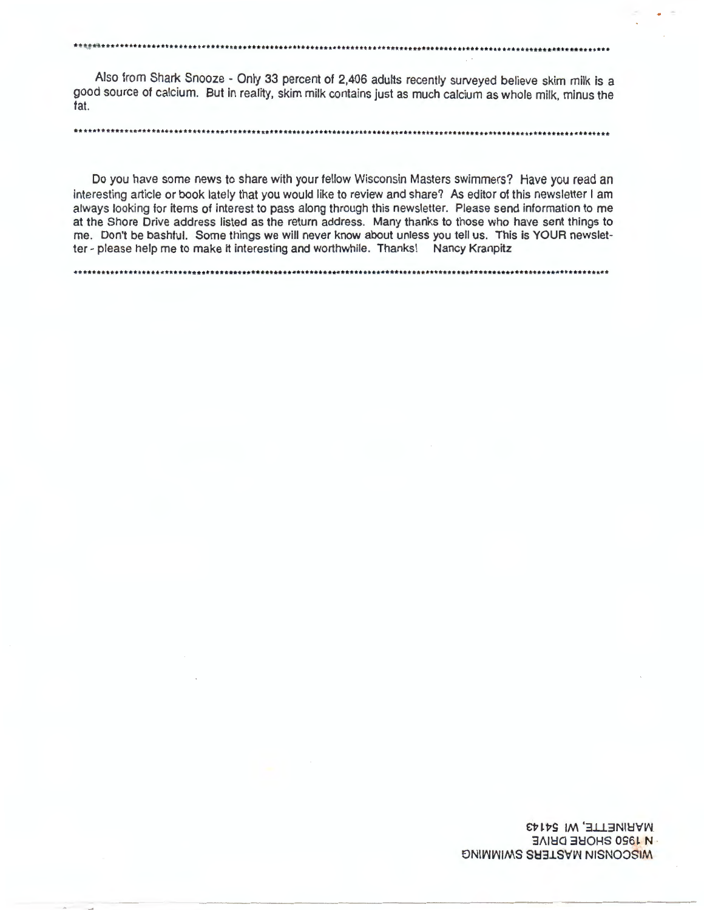---

Also from Shark Snooze - Only 33 percent of 2,406 adults recently surveyed believe skim milk is a good source of calcium. But in reality, skim milk contains just as much calcium as whole milk, minus the fat.

---

Do you have some news to share with your fellow Wisconsin Masters swimmers? Have you read an interesting article or book lately that you would like to review and share? As editor of this newsletter I am always looking for items of interest to pass along through this newsletter. Please send information to me at the Shore Drive address listed as the return address. Many thanks to those who have sent things to me. Don't be bashful. Some things we will never know about unless you tell us. This is YOUR newsletter - please help me to make it interesting and worthwhile. Thanks! Nancy Kranpitz

---

WISCONSIN MASTERS SWIMMING
N 1950 SHORE DRIVE
MARINETTE, WI 54143